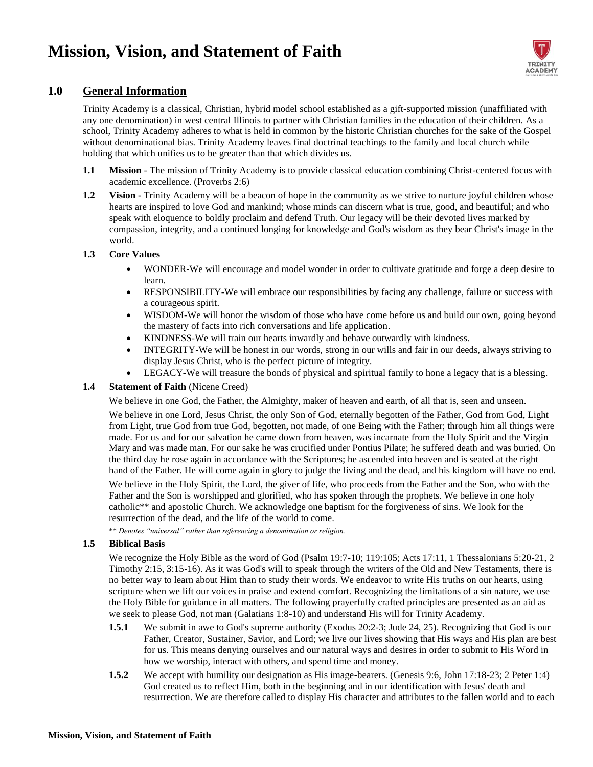# Mission, Vision, and Statement of Faith

## 1.0 General Information

Trinity Academy is a classical, Christian, hybrid model school established as a gift-supported mission (unaffiliated with any one denomination) in west central Illinois to partner with Christian families in the education of their children. As a school, Trinity Academy adheres to what is held in common by the historic Christian churches for the sake of the Gospel without denominational bias. Trinity Academy leaves final doctrinal teachings to the family and local church while holding that which unifies us to be greater than that which divides us.

**1.1 Mission** - The mission of Trinity Academy is to provide classical education combining Christ-centered focus with academic excellence. (Proverbs 2:6)

**1.2 Vision -** Trinity Academy will be a beacon of hope in the community as we strive to nurture joyful children whose hearts are inspired to love God and mankind; whose minds can discern what is true, good, and beautiful; and who speak with eloquence to boldly proclaim and defend Truth. Our legacy will be their devoted lives marked by compassion, integrity, and a continued longing for knowledge and God's wisdom as they bear Christ's image in the world.

**1.3 Core Values**

- WONDER-We will encourage and model wonder in order to cultivate gratitude and forge a deep desire to learn.
- RESPONSIBILITY-We will embrace our responsibilities by facing any challenge, failure or success with a courageous spirit.
- WISDOM-We will honor the wisdom of those who have come before us and build our own, going beyond the mastery of facts into rich conversations and life application.
- KINDNESS-We will train our hearts inwardly and behave outwardly with kindness.
- INTEGRITY-We will be honest in our words, strong in our wills and fair in our deeds, always striving to display Jesus Christ, who is the perfect picture of integrity.
- LEGACY-We will treasure the bonds of physical and spiritual family to hone a legacy that is a blessing.

**1.4 Statement of Faith** (Nicene Creed)

We believe in one God, the Father, the Almighty, maker of heaven and earth, of all that is, seen and unseen.

We believe in one Lord, Jesus Christ, the only Son of God, eternally begotten of the Father, God from God, Light from Light, true God from true God, begotten, not made, of one Being with the Father; through him all things were made. For us and for our salvation he came down from heaven, was incarnate from the Holy Spirit and the Virgin Mary and was made man. For our sake he was crucified under Pontius Pilate; he suffered death and was buried. On the third day he rose again in accordance with the Scriptures; he ascended into heaven and is seated at the right hand of the Father. He will come again in glory to judge the living and the dead, and his kingdom will have no end.

We believe in the Holy Spirit, the Lord, the giver of life, who proceeds from the Father and the Son, who with the Father and the Son is worshipped and glorified, who has spoken through the prophets. We believe in one holy catholic** and apostolic Church. We acknowledge one baptism for the forgiveness of sins. We look for the resurrection of the dead, and the life of the world to come.

** *Denotes "universal" rather than referencing a denomination or religion.*

**1.5 Biblical Basis**

We recognize the Holy Bible as the word of God (Psalm 19:7-10; 119:105; Acts 17:11, 1 Thessalonians 5:20-21, 2 Timothy 2:15, 3:15-16). As it was God's will to speak through the writers of the Old and New Testaments, there is no better way to learn about Him than to study their words. We endeavor to write His truths on our hearts, using scripture when we lift our voices in praise and extend comfort. Recognizing the limitations of a sin nature, we use the Holy Bible for guidance in all matters. The following prayerfully crafted principles are presented as an aid as we seek to please God, not man (Galatians 1:8-10) and understand His will for Trinity Academy.

**1.5.1** We submit in awe to God's supreme authority (Exodus 20:2-3; Jude 24, 25). Recognizing that God is our Father, Creator, Sustainer, Savior, and Lord; we live our lives showing that His ways and His plan are best for us. This means denying ourselves and our natural ways and desires in order to submit to His Word in how we worship, interact with others, and spend time and money.

**1.5.2** We accept with humility our designation as His image-bearers. (Genesis 9:6, John 17:18-23; 2 Peter 1:4) God created us to reflect Him, both in the beginning and in our identification with Jesus' death and resurrection. We are therefore called to display His character and attributes to the fallen world and to each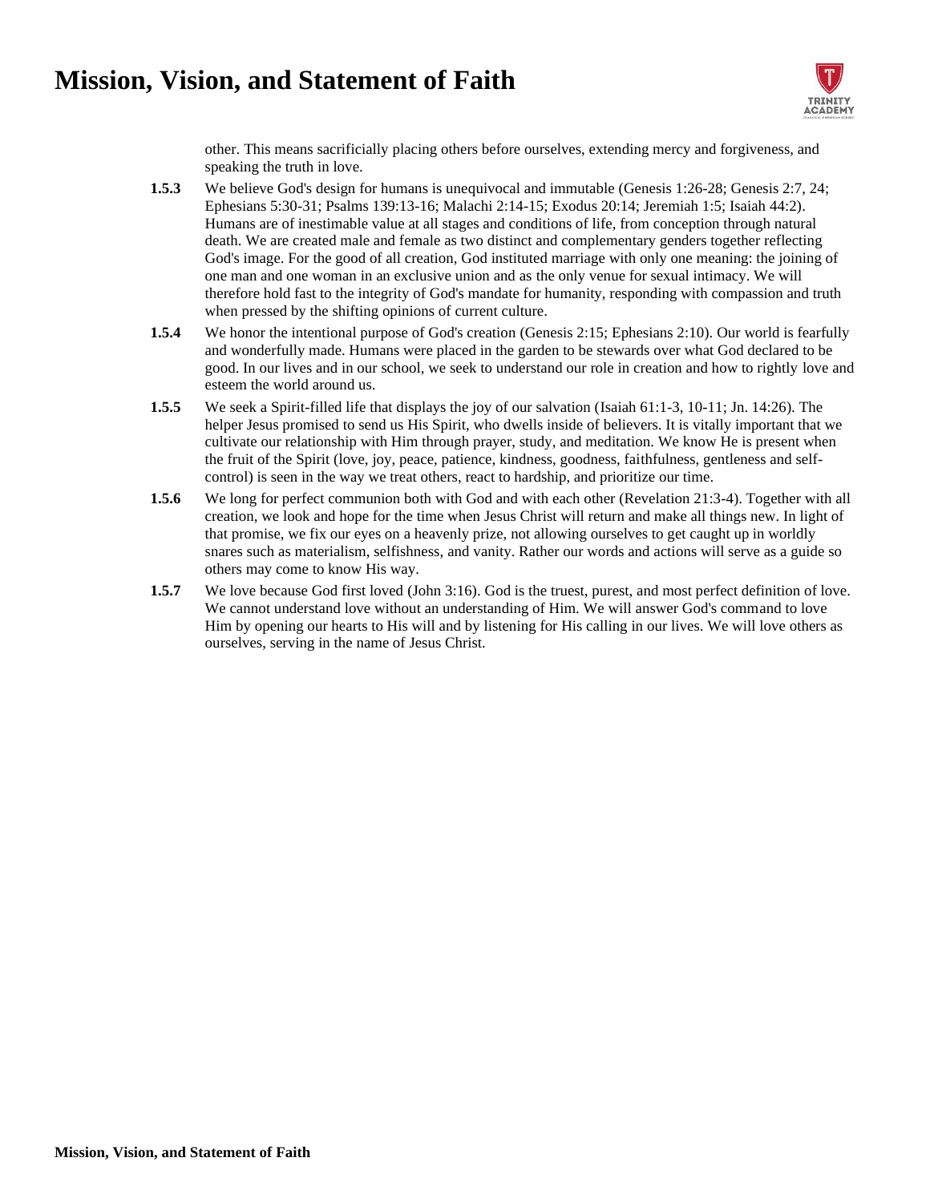other. This means sacrificially placing others before ourselves, extending mercy and forgiveness, and speaking the truth in love.

**1.5.3** We believe God's design for humans is unequivocal and immutable (Genesis 1:26-28; Genesis 2:7, 24; Ephesians 5:30-31; Psalms 139:13-16; Malachi 2:14-15; Exodus 20:14; Jeremiah 1:5; Isaiah 44:2). Humans are of inestimable value at all stages and conditions of life, from conception through natural death. We are created male and female as two distinct and complementary genders together reflecting God's image. For the good of all creation, God instituted marriage with only one meaning: the joining of one man and one woman in an exclusive union and as the only venue for sexual intimacy. We will therefore hold fast to the integrity of God's mandate for humanity, responding with compassion and truth when pressed by the shifting opinions of current culture.

**1.5.4** We honor the intentional purpose of God's creation (Genesis 2:15; Ephesians 2:10). Our world is fearfully and wonderfully made. Humans were placed in the garden to be stewards over what God declared to be good. In our lives and in our school, we seek to understand our role in creation and how to rightly love and esteem the world around us.

**1.5.5** We seek a Spirit-filled life that displays the joy of our salvation (Isaiah 61:1-3, 10-11; Jn. 14:26). The helper Jesus promised to send us His Spirit, who dwells inside of believers. It is vitally important that we cultivate our relationship with Him through prayer, study, and meditation. We know He is present when the fruit of the Spirit (love, joy, peace, patience, kindness, goodness, faithfulness, gentleness and self-control) is seen in the way we treat others, react to hardship, and prioritize our time.

**1.5.6** We long for perfect communion both with God and with each other (Revelation 21:3-4). Together with all creation, we look and hope for the time when Jesus Christ will return and make all things new. In light of that promise, we fix our eyes on a heavenly prize, not allowing ourselves to get caught up in worldly snares such as materialism, selfishness, and vanity. Rather our words and actions will serve as a guide so others may come to know His way.

**1.5.7** We love because God first loved (John 3:16). God is the truest, purest, and most perfect definition of love. We cannot understand love without an understanding of Him. We will answer God's command to love Him by opening our hearts to His will and by listening for His calling in our lives. We will love others as ourselves, serving in the name of Jesus Christ.